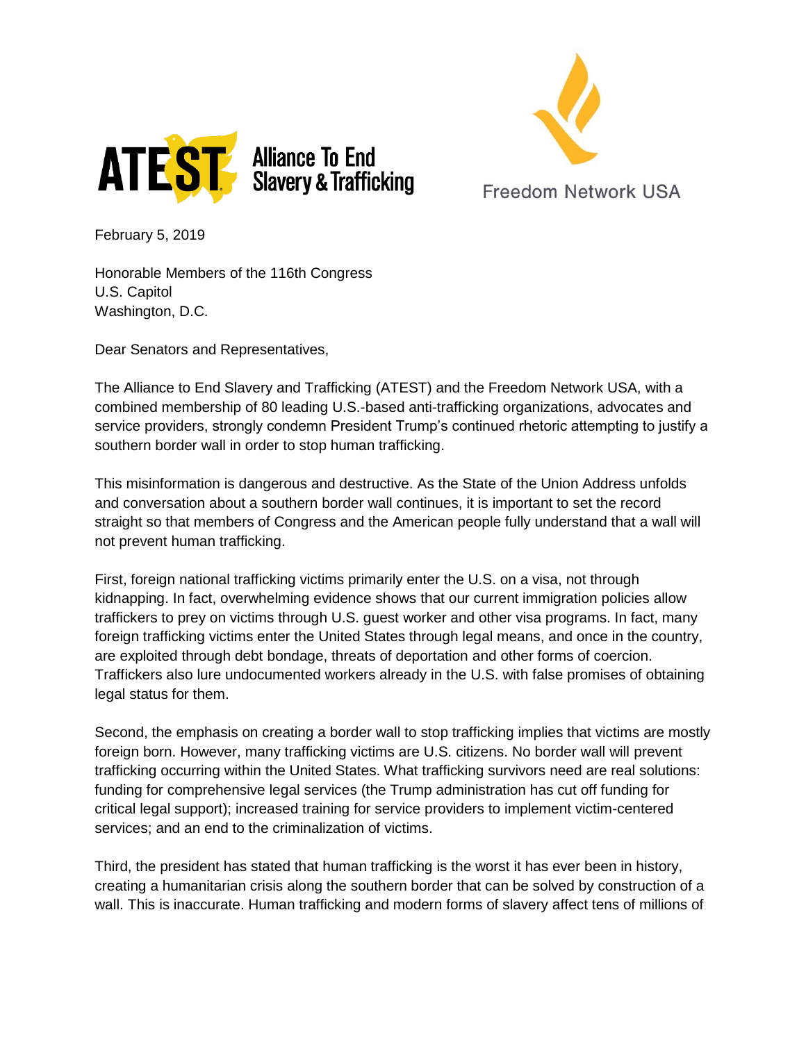ATEST Alliance To End Slavery & Trafficking

Freedom Network USA

February 5, 2019

Honorable Members of the 116th Congress
U.S. Capitol
Washington, D.C.

Dear Senators and Representatives,

The Alliance to End Slavery and Trafficking (ATEST) and the Freedom Network USA, with a combined membership of 80 leading U.S.-based anti-trafficking organizations, advocates and service providers, strongly condemn President Trump's continued rhetoric attempting to justify a southern border wall in order to stop human trafficking.

This misinformation is dangerous and destructive. As the State of the Union Address unfolds and conversation about a southern border wall continues, it is important to set the record straight so that members of Congress and the American people fully understand that a wall will not prevent human trafficking.

First, foreign national trafficking victims primarily enter the U.S. on a visa, not through kidnapping. In fact, overwhelming evidence shows that our current immigration policies allow traffickers to prey on victims through U.S. guest worker and other visa programs. In fact, many foreign trafficking victims enter the United States through legal means, and once in the country, are exploited through debt bondage, threats of deportation and other forms of coercion. Traffickers also lure undocumented workers already in the U.S. with false promises of obtaining legal status for them.

Second, the emphasis on creating a border wall to stop trafficking implies that victims are mostly foreign born. However, many trafficking victims are U.S. citizens. No border wall will prevent trafficking occurring within the United States. What trafficking survivors need are real solutions: funding for comprehensive legal services (the Trump administration has cut off funding for critical legal support); increased training for service providers to implement victim-centered services; and an end to the criminalization of victims.

Third, the president has stated that human trafficking is the worst it has ever been in history, creating a humanitarian crisis along the southern border that can be solved by construction of a wall. This is inaccurate. Human trafficking and modern forms of slavery affect tens of millions of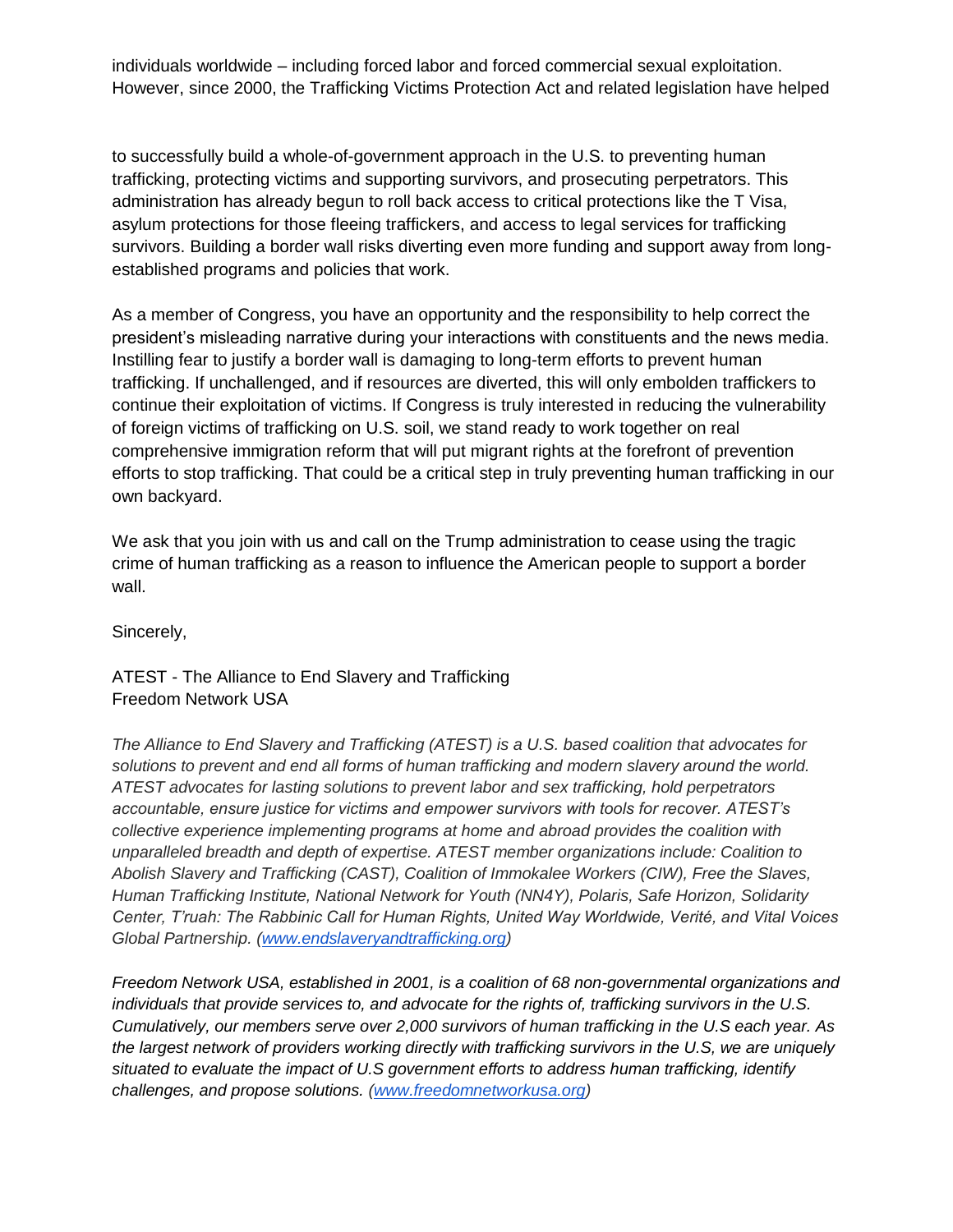individuals worldwide – including forced labor and forced commercial sexual exploitation. However, since 2000, the Trafficking Victims Protection Act and related legislation have helped

to successfully build a whole-of-government approach in the U.S. to preventing human trafficking, protecting victims and supporting survivors, and prosecuting perpetrators. This administration has already begun to roll back access to critical protections like the T Visa, asylum protections for those fleeing traffickers, and access to legal services for trafficking survivors. Building a border wall risks diverting even more funding and support away from long-established programs and policies that work.

As a member of Congress, you have an opportunity and the responsibility to help correct the president's misleading narrative during your interactions with constituents and the news media. Instilling fear to justify a border wall is damaging to long-term efforts to prevent human trafficking. If unchallenged, and if resources are diverted, this will only embolden traffickers to continue their exploitation of victims. If Congress is truly interested in reducing the vulnerability of foreign victims of trafficking on U.S. soil, we stand ready to work together on real comprehensive immigration reform that will put migrant rights at the forefront of prevention efforts to stop trafficking. That could be a critical step in truly preventing human trafficking in our own backyard.

We ask that you join with us and call on the Trump administration to cease using the tragic crime of human trafficking as a reason to influence the American people to support a border wall.

Sincerely,

ATEST - The Alliance to End Slavery and Trafficking
Freedom Network USA

*The Alliance to End Slavery and Trafficking (ATEST) is a U.S. based coalition that advocates for solutions to prevent and end all forms of human trafficking and modern slavery around the world. ATEST advocates for lasting solutions to prevent labor and sex trafficking, hold perpetrators accountable, ensure justice for victims and empower survivors with tools for recover. ATEST's collective experience implementing programs at home and abroad provides the coalition with unparalleled breadth and depth of expertise. ATEST member organizations include: Coalition to Abolish Slavery and Trafficking (CAST), Coalition of Immokalee Workers (CIW), Free the Slaves, Human Trafficking Institute, National Network for Youth (NN4Y), Polaris, Safe Horizon, Solidarity Center, T'ruah: The Rabbinic Call for Human Rights, United Way Worldwide, Verité, and Vital Voices Global Partnership. ([www.endslaveryandtrafficking.org](http://www.endslaveryandtrafficking.org))*

*Freedom Network USA, established in 2001, is a coalition of 68 non-governmental organizations and individuals that provide services to, and advocate for the rights of, trafficking survivors in the U.S. Cumulatively, our members serve over 2,000 survivors of human trafficking in the U.S each year. As the largest network of providers working directly with trafficking survivors in the U.S, we are uniquely situated to evaluate the impact of U.S government efforts to address human trafficking, identify challenges, and propose solutions. ([www.freedomnetworkusa.org](http://www.freedomnetworkusa.org))*